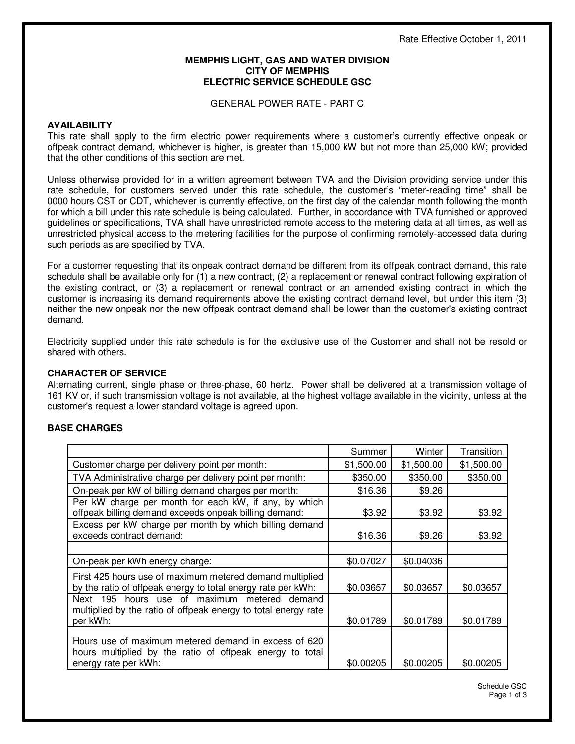Rate Effective October 1, 2011

**MEMPHIS LIGHT, GAS AND WATER DIVISION**
**CITY OF MEMPHIS**
**ELECTRIC SERVICE SCHEDULE GSC**

GENERAL POWER RATE - PART C

## AVAILABILITY

This rate shall apply to the firm electric power requirements where a customer's currently effective onpeak or offpeak contract demand, whichever is higher, is greater than 15,000 kW but not more than 25,000 kW; provided that the other conditions of this section are met.

Unless otherwise provided for in a written agreement between TVA and the Division providing service under this rate schedule, for customers served under this rate schedule, the customer's "meter-reading time" shall be 0000 hours CST or CDT, whichever is currently effective, on the first day of the calendar month following the month for which a bill under this rate schedule is being calculated. Further, in accordance with TVA furnished or approved guidelines or specifications, TVA shall have unrestricted remote access to the metering data at all times, as well as unrestricted physical access to the metering facilities for the purpose of confirming remotely-accessed data during such periods as are specified by TVA.

For a customer requesting that its onpeak contract demand be different from its offpeak contract demand, this rate schedule shall be available only for (1) a new contract, (2) a replacement or renewal contract following expiration of the existing contract, or (3) a replacement or renewal contract or an amended existing contract in which the customer is increasing its demand requirements above the existing contract demand level, but under this item (3) neither the new onpeak nor the new offpeak contract demand shall be lower than the customer's existing contract demand.

Electricity supplied under this rate schedule is for the exclusive use of the Customer and shall not be resold or shared with others.

## CHARACTER OF SERVICE

Alternating current, single phase or three-phase, 60 hertz. Power shall be delivered at a transmission voltage of 161 KV or, if such transmission voltage is not available, at the highest voltage available in the vicinity, unless at the customer's request a lower standard voltage is agreed upon.

## BASE CHARGES

| | Summer | Winter | Transition |
|---|---|---|---|
| Customer charge per delivery point per month: | $1,500.00 | $1,500.00 | $1,500.00 |
| TVA Administrative charge per delivery point per month: | $350.00 | $350.00 | $350.00 |
| On-peak per kW of billing demand charges per month: | $16.36 | $9.26 | |
| Per kW charge per month for each kW, if any, by which offpeak billing demand exceeds onpeak billing demand: | $3.92 | $3.92 | $3.92 |
| Excess per kW charge per month by which billing demand exceeds contract demand: | $16.36 | $9.26 | $3.92 |
| | | | |
| On-peak per kWh energy charge: | $0.07027 | $0.04036 | |
| First 425 hours use of maximum metered demand multiplied by the ratio of offpeak energy to total energy rate per kWh: | $0.03657 | $0.03657 | $0.03657 |
| Next 195 hours use of maximum metered demand multiplied by the ratio of offpeak energy to total energy rate per kWh: | $0.01789 | $0.01789 | $0.01789 |
| Hours use of maximum metered demand in excess of 620 hours multiplied by the ratio of offpeak energy to total energy rate per kWh: | $0.00205 | $0.00205 | $0.00205 |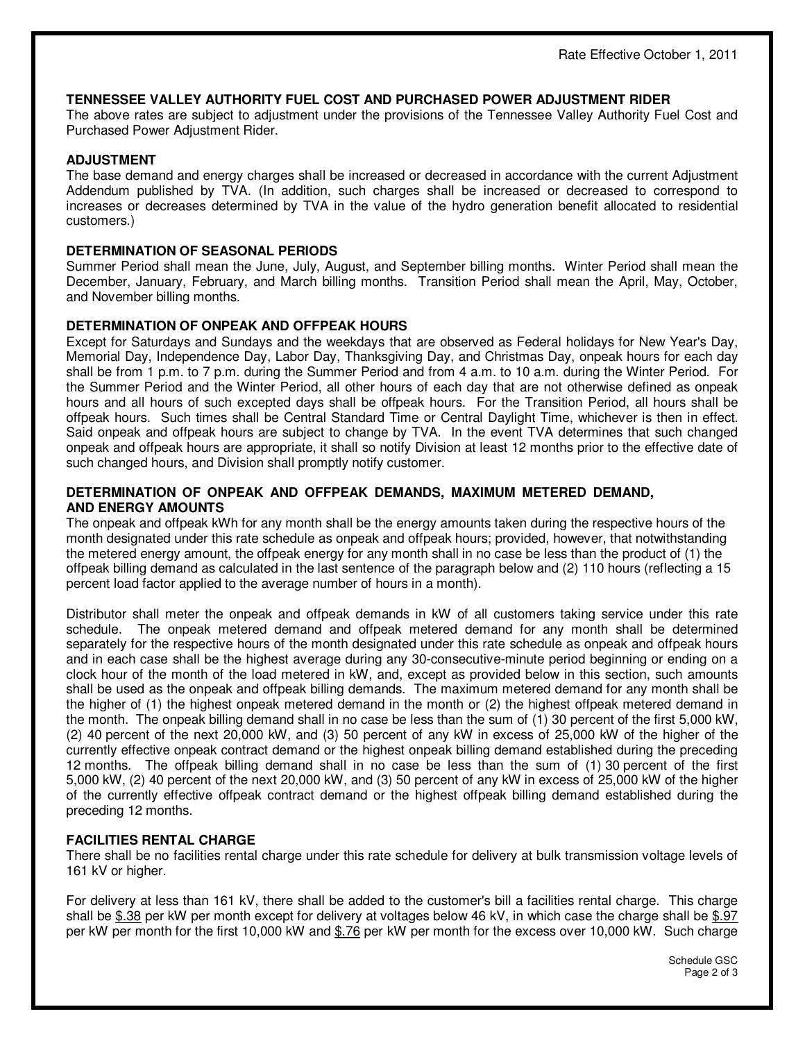Rate Effective October 1, 2011

**TENNESSEE VALLEY AUTHORITY FUEL COST AND PURCHASED POWER ADJUSTMENT RIDER**
The above rates are subject to adjustment under the provisions of the Tennessee Valley Authority Fuel Cost and Purchased Power Adjustment Rider.

**ADJUSTMENT**
The base demand and energy charges shall be increased or decreased in accordance with the current Adjustment Addendum published by TVA. (In addition, such charges shall be increased or decreased to correspond to increases or decreases determined by TVA in the value of the hydro generation benefit allocated to residential customers.)

**DETERMINATION OF SEASONAL PERIODS**
Summer Period shall mean the June, July, August, and September billing months. Winter Period shall mean the December, January, February, and March billing months. Transition Period shall mean the April, May, October, and November billing months.

**DETERMINATION OF ONPEAK AND OFFPEAK HOURS**
Except for Saturdays and Sundays and the weekdays that are observed as Federal holidays for New Year's Day, Memorial Day, Independence Day, Labor Day, Thanksgiving Day, and Christmas Day, onpeak hours for each day shall be from 1 p.m. to 7 p.m. during the Summer Period and from 4 a.m. to 10 a.m. during the Winter Period. For the Summer Period and the Winter Period, all other hours of each day that are not otherwise defined as onpeak hours and all hours of such excepted days shall be offpeak hours. For the Transition Period, all hours shall be offpeak hours. Such times shall be Central Standard Time or Central Daylight Time, whichever is then in effect. Said onpeak and offpeak hours are subject to change by TVA. In the event TVA determines that such changed onpeak and offpeak hours are appropriate, it shall so notify Division at least 12 months prior to the effective date of such changed hours, and Division shall promptly notify customer.

**DETERMINATION OF ONPEAK AND OFFPEAK DEMANDS, MAXIMUM METERED DEMAND, AND ENERGY AMOUNTS**
The onpeak and offpeak kWh for any month shall be the energy amounts taken during the respective hours of the month designated under this rate schedule as onpeak and offpeak hours; provided, however, that notwithstanding the metered energy amount, the offpeak energy for any month shall in no case be less than the product of (1) the offpeak billing demand as calculated in the last sentence of the paragraph below and (2) 110 hours (reflecting a 15 percent load factor applied to the average number of hours in a month).

Distributor shall meter the onpeak and offpeak demands in kW of all customers taking service under this rate schedule. The onpeak metered demand and offpeak metered demand for any month shall be determined separately for the respective hours of the month designated under this rate schedule as onpeak and offpeak hours and in each case shall be the highest average during any 30-consecutive-minute period beginning or ending on a clock hour of the month of the load metered in kW, and, except as provided below in this section, such amounts shall be used as the onpeak and offpeak billing demands. The maximum metered demand for any month shall be the higher of (1) the highest onpeak metered demand in the month or (2) the highest offpeak metered demand in the month. The onpeak billing demand shall in no case be less than the sum of (1) 30 percent of the first 5,000 kW, (2) 40 percent of the next 20,000 kW, and (3) 50 percent of any kW in excess of 25,000 kW of the higher of the currently effective onpeak contract demand or the highest onpeak billing demand established during the preceding 12 months. The offpeak billing demand shall in no case be less than the sum of (1) 30 percent of the first 5,000 kW, (2) 40 percent of the next 20,000 kW, and (3) 50 percent of any kW in excess of 25,000 kW of the higher of the currently effective offpeak contract demand or the highest offpeak billing demand established during the preceding 12 months.

**FACILITIES RENTAL CHARGE**
There shall be no facilities rental charge under this rate schedule for delivery at bulk transmission voltage levels of 161 kV or higher.

For delivery at less than 161 kV, there shall be added to the customer's bill a facilities rental charge. This charge shall be $.38 per kW per month except for delivery at voltages below 46 kV, in which case the charge shall be $.97 per kW per month for the first 10,000 kW and $.76 per kW per month for the excess over 10,000 kW. Such charge

Schedule GSC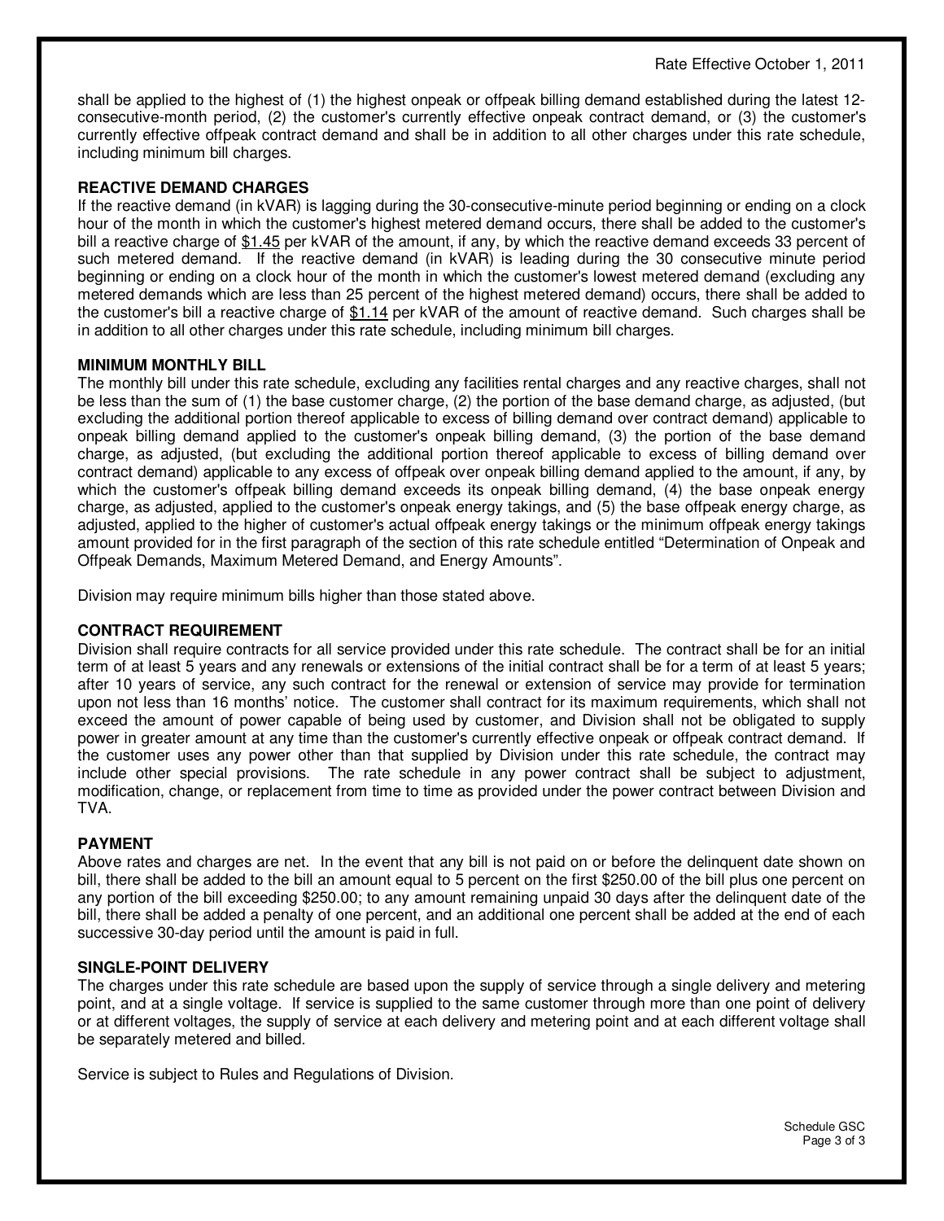shall be applied to the highest of (1) the highest onpeak or offpeak billing demand established during the latest 12-consecutive-month period, (2) the customer's currently effective onpeak contract demand, or (3) the customer's currently effective offpeak contract demand and shall be in addition to all other charges under this rate schedule, including minimum bill charges.

**REACTIVE DEMAND CHARGES**

If the reactive demand (in kVAR) is lagging during the 30-consecutive-minute period beginning or ending on a clock hour of the month in which the customer's highest metered demand occurs, there shall be added to the customer's bill a reactive charge of $1.45 per kVAR of the amount, if any, by which the reactive demand exceeds 33 percent of such metered demand. If the reactive demand (in kVAR) is leading during the 30 consecutive minute period beginning or ending on a clock hour of the month in which the customer's lowest metered demand (excluding any metered demands which are less than 25 percent of the highest metered demand) occurs, there shall be added to the customer's bill a reactive charge of $1.14 per kVAR of the amount of reactive demand. Such charges shall be in addition to all other charges under this rate schedule, including minimum bill charges.

**MINIMUM MONTHLY BILL**

The monthly bill under this rate schedule, excluding any facilities rental charges and any reactive charges, shall not be less than the sum of (1) the base customer charge, (2) the portion of the base demand charge, as adjusted, (but excluding the additional portion thereof applicable to excess of billing demand over contract demand) applicable to onpeak billing demand applied to the customer's onpeak billing demand, (3) the portion of the base demand charge, as adjusted, (but excluding the additional portion thereof applicable to excess of billing demand over contract demand) applicable to any excess of offpeak over onpeak billing demand applied to the amount, if any, by which the customer's offpeak billing demand exceeds its onpeak billing demand, (4) the base onpeak energy charge, as adjusted, applied to the customer's onpeak energy takings, and (5) the base offpeak energy charge, as adjusted, applied to the higher of customer's actual offpeak energy takings or the minimum offpeak energy takings amount provided for in the first paragraph of the section of this rate schedule entitled "Determination of Onpeak and Offpeak Demands, Maximum Metered Demand, and Energy Amounts".

Division may require minimum bills higher than those stated above.

**CONTRACT REQUIREMENT**

Division shall require contracts for all service provided under this rate schedule. The contract shall be for an initial term of at least 5 years and any renewals or extensions of the initial contract shall be for a term of at least 5 years; after 10 years of service, any such contract for the renewal or extension of service may provide for termination upon not less than 16 months' notice. The customer shall contract for its maximum requirements, which shall not exceed the amount of power capable of being used by customer, and Division shall not be obligated to supply power in greater amount at any time than the customer's currently effective onpeak or offpeak contract demand. If the customer uses any power other than that supplied by Division under this rate schedule, the contract may include other special provisions. The rate schedule in any power contract shall be subject to adjustment, modification, change, or replacement from time to time as provided under the power contract between Division and TVA.

**PAYMENT**

Above rates and charges are net. In the event that any bill is not paid on or before the delinquent date shown on bill, there shall be added to the bill an amount equal to 5 percent on the first $250.00 of the bill plus one percent on any portion of the bill exceeding $250.00; to any amount remaining unpaid 30 days after the delinquent date of the bill, there shall be added a penalty of one percent, and an additional one percent shall be added at the end of each successive 30-day period until the amount is paid in full.

**SINGLE-POINT DELIVERY**

The charges under this rate schedule are based upon the supply of service through a single delivery and metering point, and at a single voltage. If service is supplied to the same customer through more than one point of delivery or at different voltages, the supply of service at each delivery and metering point and at each different voltage shall be separately metered and billed.

Service is subject to Rules and Regulations of Division.